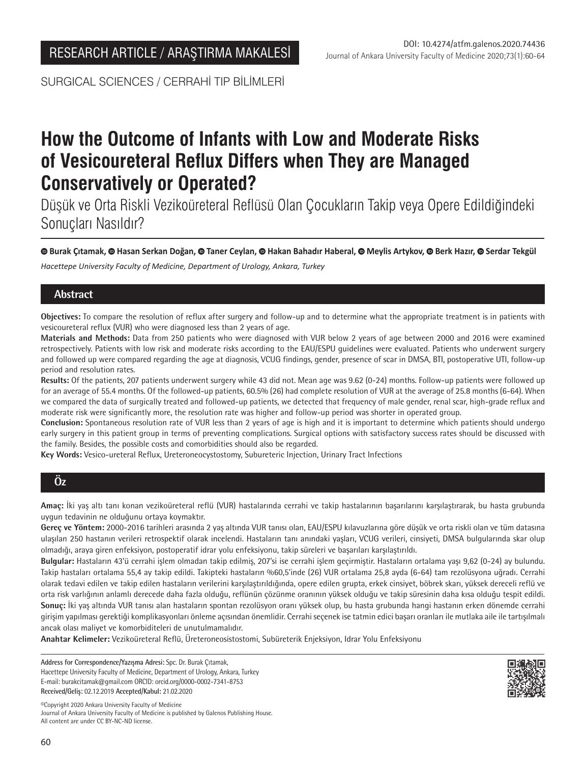RESEARCH ARTICLE / ARAŞTIRMA MAKALESİ

DOI: 10.4274/atfm.galenos.2020.74436

SURGICAL SCIENCES / CERRAHİ TIP BİLİMLERİ

# How the Outcome of Infants with Low and Moderate Risks of Vesicoureteral Reflux Differs when They are Managed Conservatively or Operated?

## Düşük ve Orta Riskli Vezikoüreteral Reflüsü Olan Çocukların Takip veya Opere Edildiğindeki Sonuçları Nasıldır?

**Burak Çıtamak, Hasan Serkan Doğan, Taner Ceylan, Hakan Bahadır Haberal, Meylis Artykov, Berk Hazır, Serdar Tekgül**

*Hacettepe University Faculty of Medicine, Department of Urology, Ankara, Turkey*

## Abstract

**Objectives:** To compare the resolution of reflux after surgery and follow-up and to determine what the appropriate treatment is in patients with vesicoureteral reflux (VUR) who were diagnosed less than 2 years of age.

**Materials and Methods:** Data from 250 patients who were diagnosed with VUR below 2 years of age between 2000 and 2016 were examined retrospectively. Patients with low risk and moderate risks according to the EAU/ESPU guidelines were evaluated. Patients who underwent surgery and followed up were compared regarding the age at diagnosis, VCUG findings, gender, presence of scar in DMSA, BTI, postoperative UTI, follow-up period and resolution rates.

**Results:** Of the patients, 207 patients underwent surgery while 43 did not. Mean age was 9.62 (0-24) months. Follow-up patients were followed up for an average of 55.4 months. Of the followed-up patients, 60.5% (26) had complete resolution of VUR at the average of 25.8 months (6-64). When we compared the data of surgically treated and followed-up patients, we detected that frequency of male gender, renal scar, high-grade reflux and moderate risk were significantly more, the resolution rate was higher and follow-up period was shorter in operated group.

**Conclusion:** Spontaneous resolution rate of VUR less than 2 years of age is high and it is important to determine which patients should undergo early surgery in this patient group in terms of preventing complications. Surgical options with satisfactory success rates should be discussed with the family. Besides, the possible costs and comorbidities should also be regarded.

**Key Words:** Vesico-ureteral Reflux, Ureteroneocystostomy, Subureteric Injection, Urinary Tract Infections

## Öz

**Amaç:** İki yaş altı tanı konan vezikoüreteral reflü (VUR) hastalarında cerrahi ve takip hastalarının başarılarını karşılaştırarak, bu hasta grubunda uygun tedavinin ne olduğunu ortaya koymaktır.

**Gereç ve Yöntem:** 2000-2016 tarihleri arasında 2 yaş altında VUR tanısı olan, EAU/ESPU kılavuzlarına göre düşük ve orta riskli olan ve tüm datasına ulaşılan 250 hastanın verileri retrospektif olarak incelendi. Hastaların tanı anındaki yaşları, VCUG verileri, cinsiyeti, DMSA bulgularında skar olup olmadığı, araya giren enfeksiyon, postoperatif idrar yolu enfeksiyonu, takip süreleri ve başarıları karşılaştırıldı.

**Bulgular:** Hastaların 43'ü cerrahi işlem olmadan takip edilmiş, 207'si ise cerrahi işlem geçirmiştir. Hastaların ortalama yaşı 9,62 (0-24) ay bulundu. Takip hastaları ortalama 55,4 ay takip edildi. Takipteki hastaların %60,5'inde (26) VUR ortalama 25,8 ayda (6-64) tam rezolüsyona uğradı. Cerrahi olarak tedavi edilen ve takip edilen hastaların verilerini karşılaştırıldığında, opere edilen grupta, erkek cinsiyet, böbrek skarı, yüksek dereceli reflü ve orta risk varlığının anlamlı derecede daha fazla olduğu, reflünün çözünme oranının yüksek olduğu ve takip süresinin daha kısa olduğu tespit edildi.

**Sonuç:** İki yaş altında VUR tanısı alan hastaların spontan rezolüsyon oranı yüksek olup, bu hasta grubunda hangi hastanın erken dönemde cerrahi girişim yapılması gerektiği komplikasyonları önleme açısından önemlidir. Cerrahi seçenek ise tatmin edici başarı oranları ile mutlaka aile ile tartışılmalı ancak olası maliyet ve komorbiditeleri de unutulmamalıdır.

**Anahtar Kelimeler:** Vezikoüreteral Reflü, Üreteroneosistostomi, Subüreterik Enjeksiyon, Idrar Yolu Enfeksiyonu

**Address for Correspondence/Yazışma Adresi:** Spc. Dr. Burak Çıtamak,
Hacettepe University Faculty of Medicine, Department of Urology, Ankara, Turkey
E-mail: burakcitamak@gmail.com ORCID: orcid.org/0000-0002-7341-8753
**Received/Geliş:** 02.12.2019 **Accepted/Kabul:** 21.02.2020

©Copyright 2020 Ankara University Faculty of Medicine
Journal of Ankara University Faculty of Medicine is published by Galenos Publishing House.
All content are under CC BY-NC-ND license.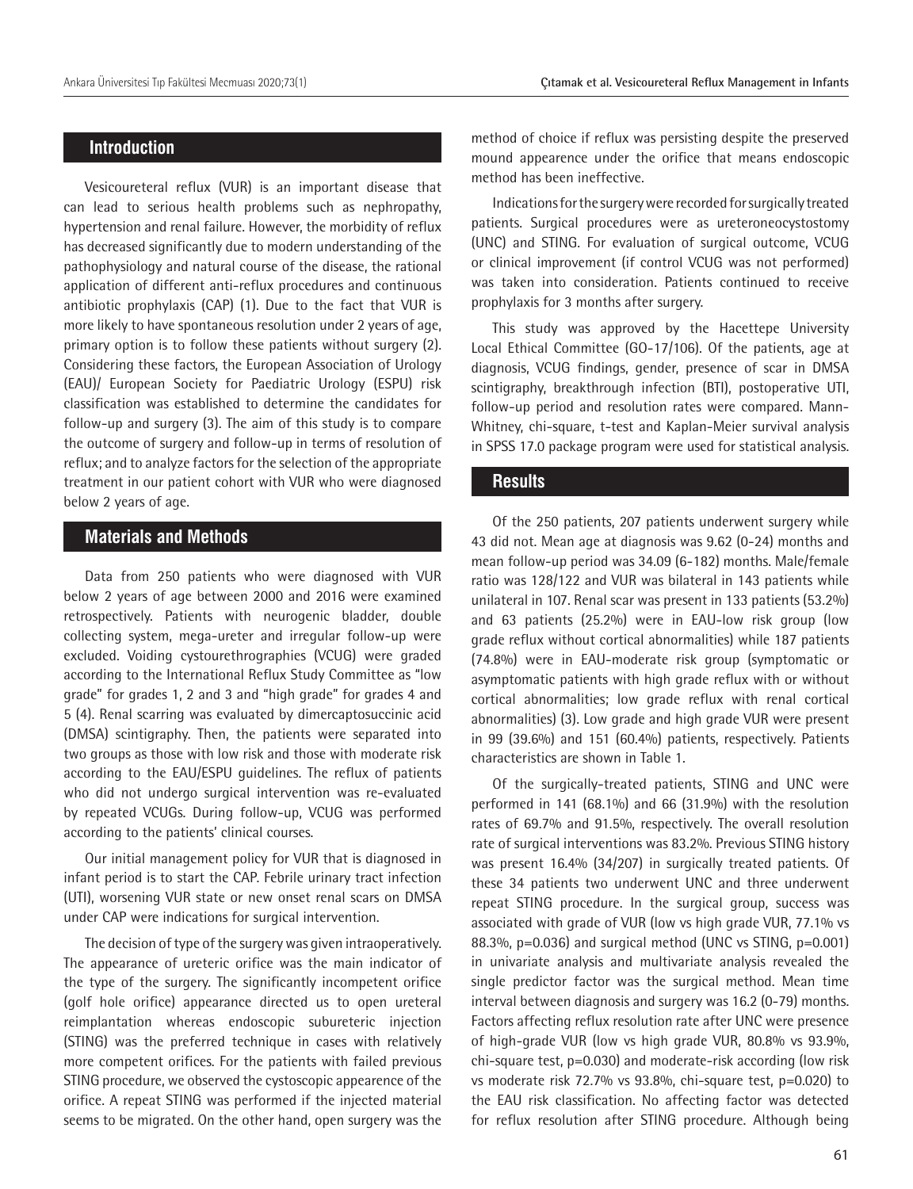## Introduction

Vesicoureteral reflux (VUR) is an important disease that can lead to serious health problems such as nephropathy, hypertension and renal failure. However, the morbidity of reflux has decreased significantly due to modern understanding of the pathophysiology and natural course of the disease, the rational application of different anti-reflux procedures and continuous antibiotic prophylaxis (CAP) (1). Due to the fact that VUR is more likely to have spontaneous resolution under 2 years of age, primary option is to follow these patients without surgery (2). Considering these factors, the European Association of Urology (EAU)/ European Society for Paediatric Urology (ESPU) risk classification was established to determine the candidates for follow-up and surgery (3). The aim of this study is to compare the outcome of surgery and follow-up in terms of resolution of reflux; and to analyze factors for the selection of the appropriate treatment in our patient cohort with VUR who were diagnosed below 2 years of age.

## Materials and Methods

Data from 250 patients who were diagnosed with VUR below 2 years of age between 2000 and 2016 were examined retrospectively. Patients with neurogenic bladder, double collecting system, mega-ureter and irregular follow-up were excluded. Voiding cystourethrographies (VCUG) were graded according to the International Reflux Study Committee as "low grade" for grades 1, 2 and 3 and "high grade" for grades 4 and 5 (4). Renal scarring was evaluated by dimercaptosuccinic acid (DMSA) scintigraphy. Then, the patients were separated into two groups as those with low risk and those with moderate risk according to the EAU/ESPU guidelines. The reflux of patients who did not undergo surgical intervention was re-evaluated by repeated VCUGs. During follow-up, VCUG was performed according to the patients' clinical courses.

Our initial management policy for VUR that is diagnosed in infant period is to start the CAP. Febrile urinary tract infection (UTI), worsening VUR state or new onset renal scars on DMSA under CAP were indications for surgical intervention.

The decision of type of the surgery was given intraoperatively. The appearance of ureteric orifice was the main indicator of the type of the surgery. The significantly incompetent orifice (golf hole orifice) appearance directed us to open ureteral reimplantation whereas endoscopic subureteric injection (STING) was the preferred technique in cases with relatively more competent orifices. For the patients with failed previous STING procedure, we observed the cystoscopic appearence of the orifice. A repeat STING was performed if the injected material seems to be migrated. On the other hand, open surgery was the method of choice if reflux was persisting despite the preserved mound appearence under the orifice that means endoscopic method has been ineffective.

Indications for the surgery were recorded for surgically treated patients. Surgical procedures were as ureteroneocystostomy (UNC) and STING. For evaluation of surgical outcome, VCUG or clinical improvement (if control VCUG was not performed) was taken into consideration. Patients continued to receive prophylaxis for 3 months after surgery.

This study was approved by the Hacettepe University Local Ethical Committee (GO-17/106). Of the patients, age at diagnosis, VCUG findings, gender, presence of scar in DMSA scintigraphy, breakthrough infection (BTI), postoperative UTI, follow-up period and resolution rates were compared. Mann-Whitney, chi-square, t-test and Kaplan-Meier survival analysis in SPSS 17.0 package program were used for statistical analysis.

## Results

Of the 250 patients, 207 patients underwent surgery while 43 did not. Mean age at diagnosis was 9.62 (0-24) months and mean follow-up period was 34.09 (6-182) months. Male/female ratio was 128/122 and VUR was bilateral in 143 patients while unilateral in 107. Renal scar was present in 133 patients (53.2%) and 63 patients (25.2%) were in EAU-low risk group (low grade reflux without cortical abnormalities) while 187 patients (74.8%) were in EAU-moderate risk group (symptomatic or asymptomatic patients with high grade reflux with or without cortical abnormalities; low grade reflux with renal cortical abnormalities) (3). Low grade and high grade VUR were present in 99 (39.6%) and 151 (60.4%) patients, respectively. Patients characteristics are shown in Table 1.

Of the surgically-treated patients, STING and UNC were performed in 141 (68.1%) and 66 (31.9%) with the resolution rates of 69.7% and 91.5%, respectively. The overall resolution rate of surgical interventions was 83.2%. Previous STING history was present 16.4% (34/207) in surgically treated patients. Of these 34 patients two underwent UNC and three underwent repeat STING procedure. In the surgical group, success was associated with grade of VUR (low vs high grade VUR, 77.1% vs 88.3%, p=0.036) and surgical method (UNC vs STING, p=0.001) in univariate analysis and multivariate analysis revealed the single predictor factor was the surgical method. Mean time interval between diagnosis and surgery was 16.2 (0-79) months. Factors affecting reflux resolution rate after UNC were presence of high-grade VUR (low vs high grade VUR, 80.8% vs 93.9%, chi-square test, p=0.030) and moderate-risk according (low risk vs moderate risk 72.7% vs 93.8%, chi-square test, p=0.020) to the EAU risk classification. No affecting factor was detected for reflux resolution after STING procedure. Although being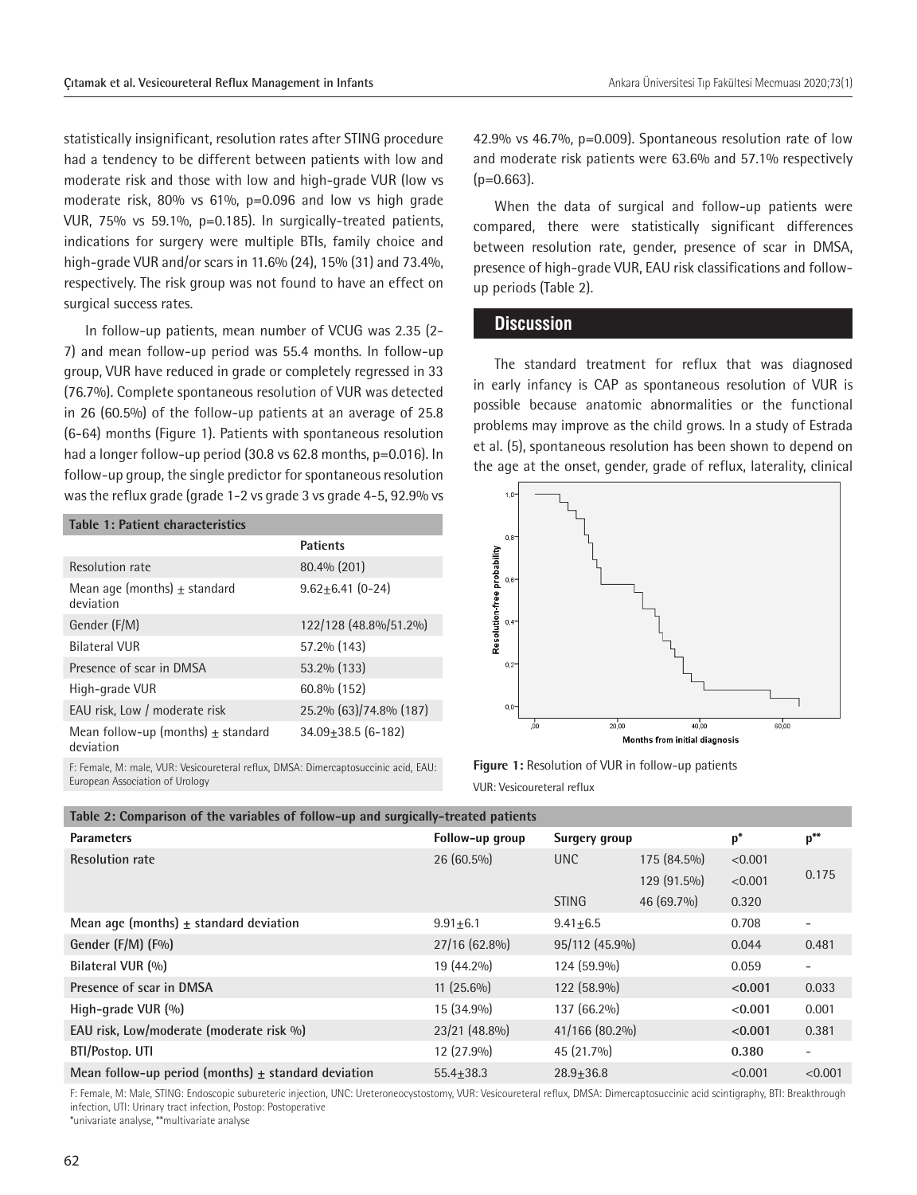statistically insignificant, resolution rates after STING procedure had a tendency to be different between patients with low and moderate risk and those with low and high-grade VUR (low vs moderate risk, 80% vs 61%, p=0.096 and low vs high grade VUR, 75% vs 59.1%, p=0.185). In surgically-treated patients, indications for surgery were multiple BTIs, family choice and high-grade VUR and/or scars in 11.6% (24), 15% (31) and 73.4%, respectively. The risk group was not found to have an effect on surgical success rates.

In follow-up patients, mean number of VCUG was 2.35 (2-7) and mean follow-up period was 55.4 months. In follow-up group, VUR have reduced in grade or completely regressed in 33 (76.7%). Complete spontaneous resolution of VUR was detected in 26 (60.5%) of the follow-up patients at an average of 25.8 (6-64) months (Figure 1). Patients with spontaneous resolution had a longer follow-up period (30.8 vs 62.8 months, p=0.016). In follow-up group, the single predictor for spontaneous resolution was the reflux grade (grade 1-2 vs grade 3 vs grade 4-5, 92.9% vs 42.9% vs 46.7%, p=0.009). Spontaneous resolution rate of low and moderate risk patients were 63.6% and 57.1% respectively (p=0.663).

**Table 1: Patient characteristics**

| | Patients |
|---|---|
| Resolution rate | 80.4% (201) |
| Mean age (months) ± standard deviation | 9.62±6.41 (0-24) |
| Gender (F/M) | 122/128 (48.8%/51.2%) |
| Bilateral VUR | 57.2% (143) |
| Presence of scar in DMSA | 53.2% (133) |
| High-grade VUR | 60.8% (152) |
| EAU risk, Low / moderate risk | 25.2% (63)/74.8% (187) |
| Mean follow-up (months) ± standard deviation | 34.09±38.5 (6-182) |

F: Female, M: male, VUR: Vesicoureteral reflux, DMSA: Dimercaptosuccinic acid, EAU: European Association of Urology

When the data of surgical and follow-up patients were compared, there were statistically significant differences between resolution rate, gender, presence of scar in DMSA, presence of high-grade VUR, EAU risk classifications and follow-up periods (Table 2).

## Discussion

The standard treatment for reflux that was diagnosed in early infancy is CAP as spontaneous resolution of VUR is possible because anatomic abnormalities or the functional problems may improve as the child grows. In a study of Estrada et al. (5), spontaneous resolution has been shown to depend on the age at the onset, gender, grade of reflux, laterality, clinical

**Figure 1:** Resolution of VUR in follow-up patients
VUR: Vesicoureteral reflux

**Table 2: Comparison of the variables of follow-up and surgically-treated patients**

| Parameters | Follow-up group | Surgery group | | p* | p** |
|---|---|---|---|---|---|
| **Resolution rate** | 26 (60.5%) | UNC | 175 (84.5%) | <0.001 | 0.175 |
| | | | 129 (91.5%) | <0.001 | |
| | | STING | 46 (69.7%) | 0.320 | |
| **Mean age (months) ± standard deviation** | 9.91±6.1 | 9.41±6.5 | | 0.708 | - |
| **Gender (F/M) (F%)** | 27/16 (62.8%) | 95/112 (45.9%) | | 0.044 | 0.481 |
| **Bilateral VUR (%)** | 19 (44.2%) | 124 (59.9%) | | 0.059 | - |
| **Presence of scar in DMSA** | 11 (25.6%) | 122 (58.9%) | | **<0.001** | 0.033 |
| **High-grade VUR (%)** | 15 (34.9%) | 137 (66.2%) | | **<0.001** | 0.001 |
| **EAU risk, Low/moderate (moderate risk %)** | 23/21 (48.8%) | 41/166 (80.2%) | | **<0.001** | 0.381 |
| **BTI/Postop. UTI** | 12 (27.9%) | 45 (21.7%) | | **0.380** | - |
| **Mean follow-up period (months) ± standard deviation** | 55.4±38.3 | 28.9±36.8 | | <0.001 | <0.001 |

F: Female, M: Male, STING: Endoscopic subureteric injection, UNC: Ureteroneocystostomy, VUR: Vesicoureteral reflux, DMSA: Dimercaptosuccinic acid scintigraphy, BTI: Breakthrough infection, UTI: Urinary tract infection, Postop: Postoperative
*univariate analyse, **multivariate analyse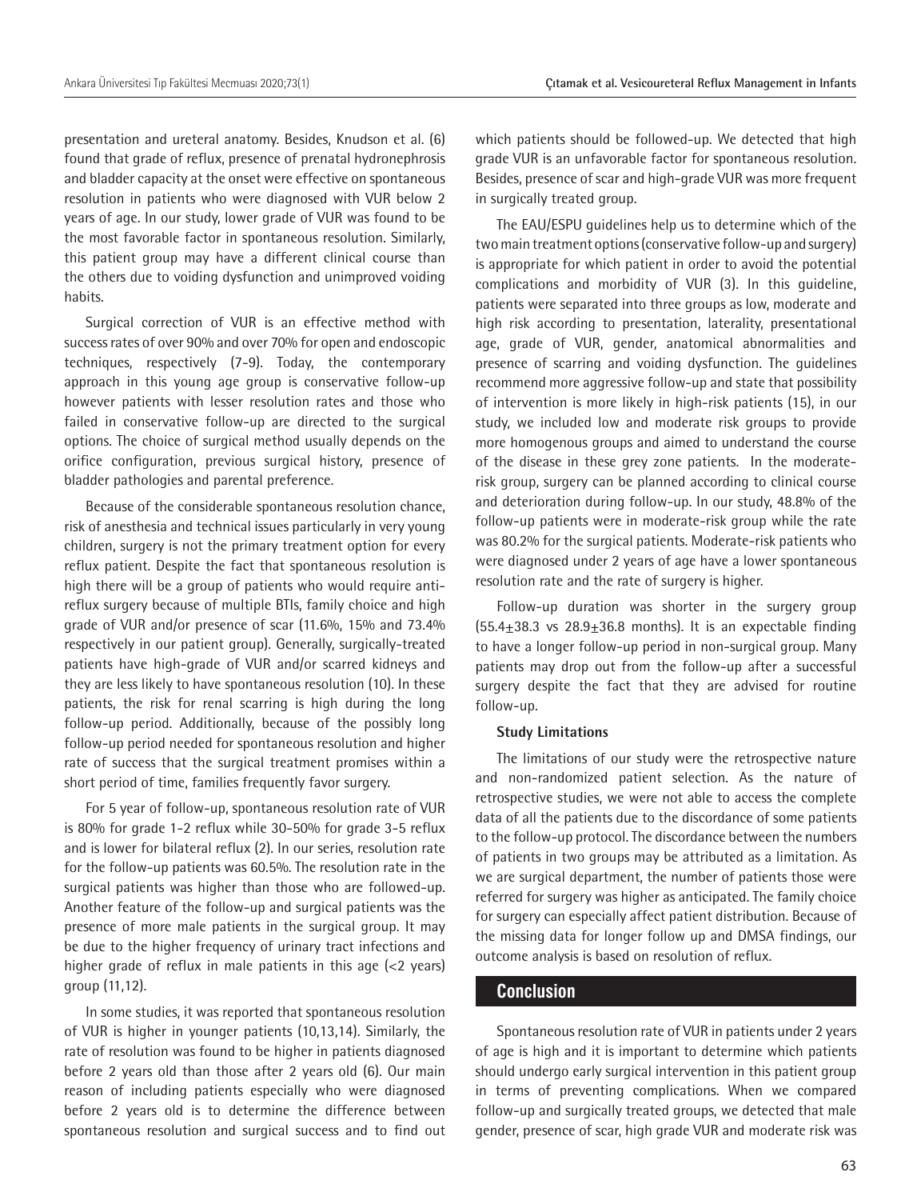presentation and ureteral anatomy. Besides, Knudson et al. (6) found that grade of reflux, presence of prenatal hydronephrosis and bladder capacity at the onset were effective on spontaneous resolution in patients who were diagnosed with VUR below 2 years of age. In our study, lower grade of VUR was found to be the most favorable factor in spontaneous resolution. Similarly, this patient group may have a different clinical course than the others due to voiding dysfunction and unimproved voiding habits.

Surgical correction of VUR is an effective method with success rates of over 90% and over 70% for open and endoscopic techniques, respectively (7-9). Today, the contemporary approach in this young age group is conservative follow-up however patients with lesser resolution rates and those who failed in conservative follow-up are directed to the surgical options. The choice of surgical method usually depends on the orifice configuration, previous surgical history, presence of bladder pathologies and parental preference.

Because of the considerable spontaneous resolution chance, risk of anesthesia and technical issues particularly in very young children, surgery is not the primary treatment option for every reflux patient. Despite the fact that spontaneous resolution is high there will be a group of patients who would require anti-reflux surgery because of multiple BTIs, family choice and high grade of VUR and/or presence of scar (11.6%, 15% and 73.4% respectively in our patient group). Generally, surgically-treated patients have high-grade of VUR and/or scarred kidneys and they are less likely to have spontaneous resolution (10). In these patients, the risk for renal scarring is high during the long follow-up period. Additionally, because of the possibly long follow-up period needed for spontaneous resolution and higher rate of success that the surgical treatment promises within a short period of time, families frequently favor surgery.

For 5 year of follow-up, spontaneous resolution rate of VUR is 80% for grade 1-2 reflux while 30-50% for grade 3-5 reflux and is lower for bilateral reflux (2). In our series, resolution rate for the follow-up patients was 60.5%. The resolution rate in the surgical patients was higher than those who are followed-up. Another feature of the follow-up and surgical patients was the presence of more male patients in the surgical group. It may be due to the higher frequency of urinary tract infections and higher grade of reflux in male patients in this age (<2 years) group (11,12).

In some studies, it was reported that spontaneous resolution of VUR is higher in younger patients (10,13,14). Similarly, the rate of resolution was found to be higher in patients diagnosed before 2 years old than those after 2 years old (6). Our main reason of including patients especially who were diagnosed before 2 years old is to determine the difference between spontaneous resolution and surgical success and to find out which patients should be followed-up. We detected that high grade VUR is an unfavorable factor for spontaneous resolution. Besides, presence of scar and high-grade VUR was more frequent in surgically treated group.

The EAU/ESPU guidelines help us to determine which of the two main treatment options (conservative follow-up and surgery) is appropriate for which patient in order to avoid the potential complications and morbidity of VUR (3). In this guideline, patients were separated into three groups as low, moderate and high risk according to presentation, laterality, presentational age, grade of VUR, gender, anatomical abnormalities and presence of scarring and voiding dysfunction. The guidelines recommend more aggressive follow-up and state that possibility of intervention is more likely in high-risk patients (15), in our study, we included low and moderate risk groups to provide more homogenous groups and aimed to understand the course of the disease in these grey zone patients. In the moderate-risk group, surgery can be planned according to clinical course and deterioration during follow-up. In our study, 48.8% of the follow-up patients were in moderate-risk group while the rate was 80.2% for the surgical patients. Moderate-risk patients who were diagnosed under 2 years of age have a lower spontaneous resolution rate and the rate of surgery is higher.

Follow-up duration was shorter in the surgery group ($55.4\pm38.3$ vs $28.9\pm36.8$ months). It is an expectable finding to have a longer follow-up period in non-surgical group. Many patients may drop out from the follow-up after a successful surgery despite the fact that they are advised for routine follow-up.

### Study Limitations

The limitations of our study were the retrospective nature and non-randomized patient selection. As the nature of retrospective studies, we were not able to access the complete data of all the patients due to the discordance of some patients to the follow-up protocol. The discordance between the numbers of patients in two groups may be attributed as a limitation. As we are surgical department, the number of patients those were referred for surgery was higher as anticipated. The family choice for surgery can especially affect patient distribution. Because of the missing data for longer follow up and DMSA findings, our outcome analysis is based on resolution of reflux.

## Conclusion

Spontaneous resolution rate of VUR in patients under 2 years of age is high and it is important to determine which patients should undergo early surgical intervention in this patient group in terms of preventing complications. When we compared follow-up and surgically treated groups, we detected that male gender, presence of scar, high grade VUR and moderate risk was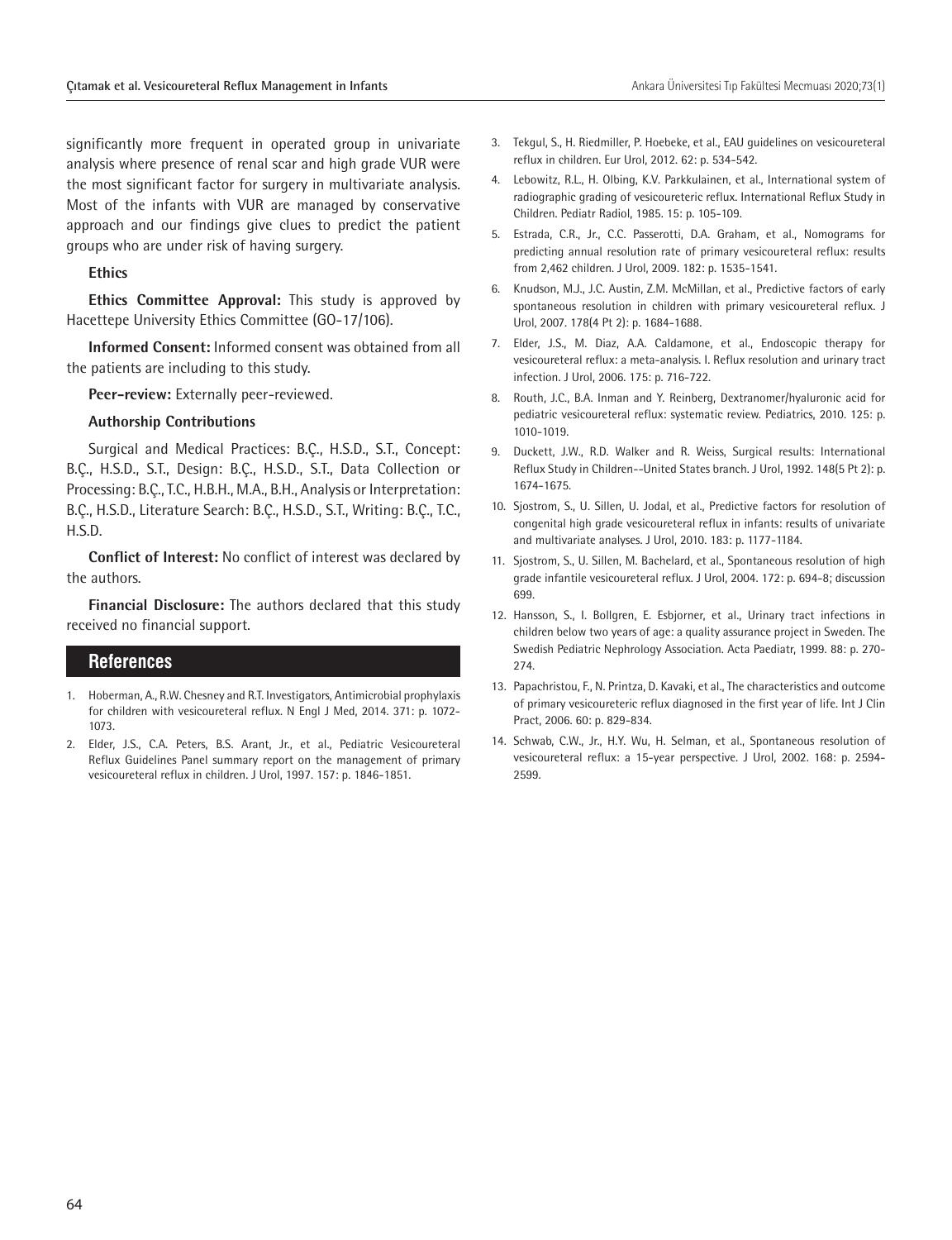significantly more frequent in operated group in univariate analysis where presence of renal scar and high grade VUR were the most significant factor for surgery in multivariate analysis. Most of the infants with VUR are managed by conservative approach and our findings give clues to predict the patient groups who are under risk of having surgery.

### Ethics

**Ethics Committee Approval:** This study is approved by Hacettepe University Ethics Committee (GO-17/106).

**Informed Consent:** Informed consent was obtained from all the patients are including to this study.

**Peer-review:** Externally peer-reviewed.

### Authorship Contributions

Surgical and Medical Practices: B.Ç., H.S.D., S.T., Concept: B.Ç., H.S.D., S.T., Design: B.Ç., H.S.D., S.T., Data Collection or Processing: B.Ç., T.C., H.B.H., M.A., B.H., Analysis or Interpretation: B.Ç., H.S.D., Literature Search: B.Ç., H.S.D., S.T., Writing: B.Ç., T.C., H.S.D.

**Conflict of Interest:** No conflict of interest was declared by the authors.

**Financial Disclosure:** The authors declared that this study received no financial support.

## References

1. Hoberman, A., R.W. Chesney and R.T. Investigators, Antimicrobial prophylaxis for children with vesicoureteral reflux. N Engl J Med, 2014. 371: p. 1072-1073.
2. Elder, J.S., C.A. Peters, B.S. Arant, Jr., et al., Pediatric Vesicoureteral Reflux Guidelines Panel summary report on the management of primary vesicoureteral reflux in children. J Urol, 1997. 157: p. 1846-1851.
3. Tekgul, S., H. Riedmiller, P. Hoebeke, et al., EAU guidelines on vesicoureteral reflux in children. Eur Urol, 2012. 62: p. 534-542.
4. Lebowitz, R.L., H. Olbing, K.V. Parkkulainen, et al., International system of radiographic grading of vesicoureteric reflux. International Reflux Study in Children. Pediatr Radiol, 1985. 15: p. 105-109.
5. Estrada, C.R., Jr., C.C. Passerotti, D.A. Graham, et al., Nomograms for predicting annual resolution rate of primary vesicoureteral reflux: results from 2,462 children. J Urol, 2009. 182: p. 1535-1541.
6. Knudson, M.J., J.C. Austin, Z.M. McMillan, et al., Predictive factors of early spontaneous resolution in children with primary vesicoureteral reflux. J Urol, 2007. 178(4 Pt 2): p. 1684-1688.
7. Elder, J.S., M. Diaz, A.A. Caldamone, et al., Endoscopic therapy for vesicoureteral reflux: a meta-analysis. I. Reflux resolution and urinary tract infection. J Urol, 2006. 175: p. 716-722.
8. Routh, J.C., B.A. Inman and Y. Reinberg, Dextranomer/hyaluronic acid for pediatric vesicoureteral reflux: systematic review. Pediatrics, 2010. 125: p. 1010-1019.
9. Duckett, J.W., R.D. Walker and R. Weiss, Surgical results: International Reflux Study in Children--United States branch. J Urol, 1992. 148(5 Pt 2): p. 1674-1675.
10. Sjostrom, S., U. Sillen, U. Jodal, et al., Predictive factors for resolution of congenital high grade vesicoureteral reflux in infants: results of univariate and multivariate analyses. J Urol, 2010. 183: p. 1177-1184.
11. Sjostrom, S., U. Sillen, M. Bachelard, et al., Spontaneous resolution of high grade infantile vesicoureteral reflux. J Urol, 2004. 172: p. 694-8; discussion 699.
12. Hansson, S., I. Bollgren, E. Esbjorner, et al., Urinary tract infections in children below two years of age: a quality assurance project in Sweden. The Swedish Pediatric Nephrology Association. Acta Paediatr, 1999. 88: p. 270-274.
13. Papachristou, F., N. Printza, D. Kavaki, et al., The characteristics and outcome of primary vesicoureteric reflux diagnosed in the first year of life. Int J Clin Pract, 2006. 60: p. 829-834.
14. Schwab, C.W., Jr., H.Y. Wu, H. Selman, et al., Spontaneous resolution of vesicoureteral reflux: a 15-year perspective. J Urol, 2002. 168: p. 2594-2599.